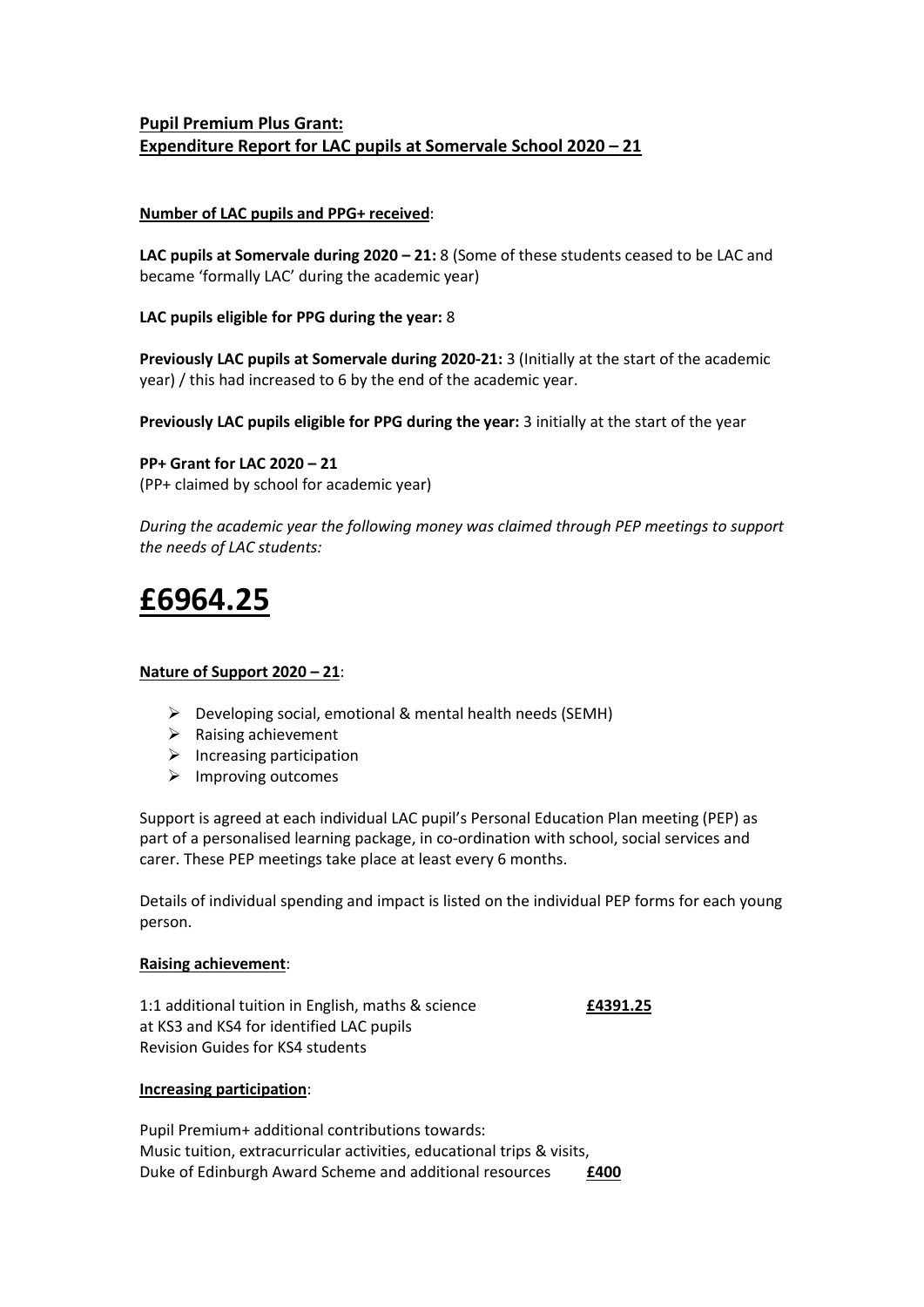## Pupil Premium Plus Grant:
## Expenditure Report for LAC pupils at Somervale School 2020 – 21

**Number of LAC pupils and PPG+ received**:

**LAC pupils at Somervale during 2020 – 21:** 8 (Some of these students ceased to be LAC and became 'formally LAC' during the academic year)

**LAC pupils eligible for PPG during the year:** 8

**Previously LAC pupils at Somervale during 2020-21:** 3 (Initially at the start of the academic year) / this had increased to 6 by the end of the academic year.

**Previously LAC pupils eligible for PPG during the year:** 3 initially at the start of the year

**PP+ Grant for LAC 2020 – 21**
(PP+ claimed by school for academic year)

*During the academic year the following money was claimed through PEP meetings to support the needs of LAC students:*

# £6964.25

**Nature of Support 2020 – 21**:

- Developing social, emotional & mental health needs (SEMH)
- Raising achievement
- Increasing participation
- Improving outcomes

Support is agreed at each individual LAC pupil's Personal Education Plan meeting (PEP) as part of a personalised learning package, in co-ordination with school, social services and carer. These PEP meetings take place at least every 6 months.

Details of individual spending and impact is listed on the individual PEP forms for each young person.

**Raising achievement**:

1:1 additional tuition in English, maths & science at KS3 and KS4 for identified LAC pupils
Revision Guides for KS4 students **£4391.25**

**Increasing participation**:

Pupil Premium+ additional contributions towards:
Music tuition, extracurricular activities, educational trips & visits, Duke of Edinburgh Award Scheme and additional resources **£400**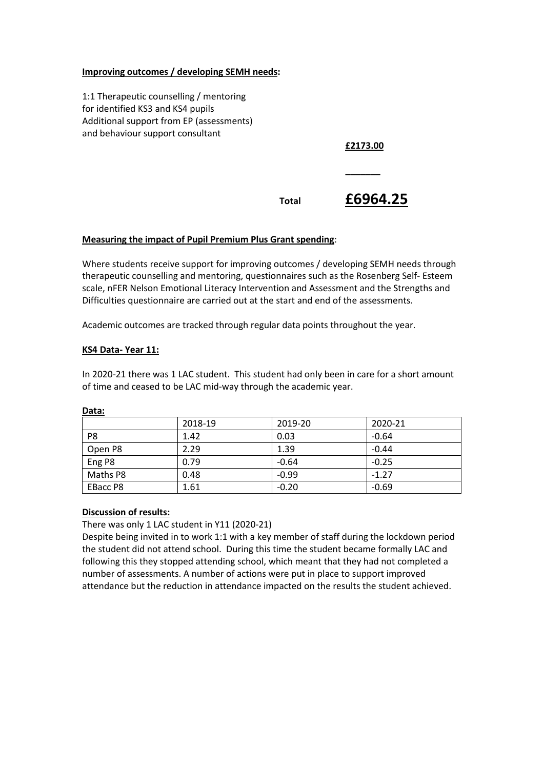**Improving outcomes / developing SEMH needs:**

1:1 Therapeutic counselling / mentoring for identified KS3 and KS4 pupils
Additional support from EP (assessments) and behaviour support consultant

**£2173.00**

______

**Total** **£6964.25**

**Measuring the impact of Pupil Premium Plus Grant spending**:

Where students receive support for improving outcomes / developing SEMH needs through therapeutic counselling and mentoring, questionnaires such as the Rosenberg Self- Esteem scale, nFER Nelson Emotional Literacy Intervention and Assessment and the Strengths and Difficulties questionnaire are carried out at the start and end of the assessments.

Academic outcomes are tracked through regular data points throughout the year.

**KS4 Data- Year 11:**

In 2020-21 there was 1 LAC student. This student had only been in care for a short amount of time and ceased to be LAC mid-way through the academic year.

**Data:**

| | 2018-19 | 2019-20 | 2020-21 |
|---|---|---|---|
| P8 | 1.42 | 0.03 | -0.64 |
| Open P8 | 2.29 | 1.39 | -0.44 |
| Eng P8 | 0.79 | -0.64 | -0.25 |
| Maths P8 | 0.48 | -0.99 | -1.27 |
| EBacc P8 | 1.61 | -0.20 | -0.69 |

**Discussion of results:**

There was only 1 LAC student in Y11 (2020-21)
Despite being invited in to work 1:1 with a key member of staff during the lockdown period the student did not attend school. During this time the student became formally LAC and following this they stopped attending school, which meant that they had not completed a number of assessments. A number of actions were put in place to support improved attendance but the reduction in attendance impacted on the results the student achieved.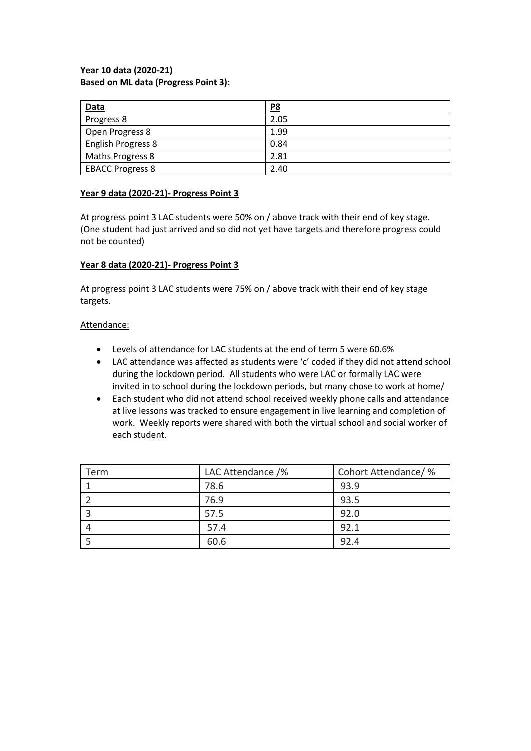**Year 10 data (2020-21)**
**Based on ML data (Progress Point 3):**

| Data | P8 |
|---|---|
| Progress 8 | 2.05 |
| Open Progress 8 | 1.99 |
| English Progress 8 | 0.84 |
| Maths Progress 8 | 2.81 |
| EBACC Progress 8 | 2.40 |

**Year 9 data (2020-21)- Progress Point 3**

At progress point 3 LAC students were 50% on / above track with their end of key stage. (One student had just arrived and so did not yet have targets and therefore progress could not be counted)

**Year 8 data (2020-21)- Progress Point 3**

At progress point 3 LAC students were 75% on / above track with their end of key stage targets.

Attendance:

- Levels of attendance for LAC students at the end of term 5 were 60.6%
- LAC attendance was affected as students were 'c' coded if they did not attend school during the lockdown period. All students who were LAC or formally LAC were invited in to school during the lockdown periods, but many chose to work at home/
- Each student who did not attend school received weekly phone calls and attendance at live lessons was tracked to ensure engagement in live learning and completion of work. Weekly reports were shared with both the virtual school and social worker of each student.

| Term | LAC Attendance /% | Cohort Attendance/ % |
|---|---|---|
| 1 | 78.6 | 93.9 |
| 2 | 76.9 | 93.5 |
| 3 | 57.5 | 92.0 |
| 4 | 57.4 | 92.1 |
| 5 | 60.6 | 92.4 |